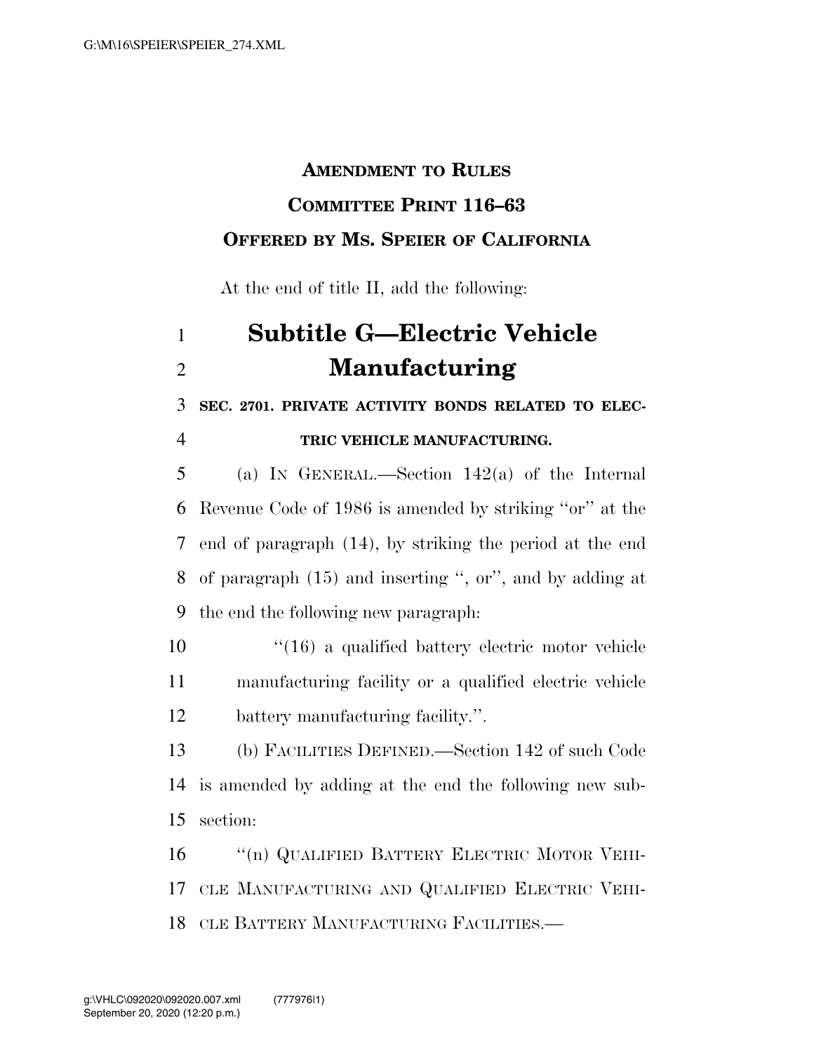**AMENDMENT TO RULES**
**COMMITTEE PRINT 116–63**
**OFFERED BY MS. SPEIER OF CALIFORNIA**

At the end of title II, add the following:

# Subtitle G—Electric Vehicle Manufacturing

**SEC. 2701. PRIVATE ACTIVITY BONDS RELATED TO ELECTRIC VEHICLE MANUFACTURING.**

(a) IN GENERAL.—Section 142(a) of the Internal Revenue Code of 1986 is amended by striking ''or'' at the end of paragraph (14), by striking the period at the end of paragraph (15) and inserting '', or'', and by adding at the end the following new paragraph:

''(16) a qualified battery electric motor vehicle manufacturing facility or a qualified electric vehicle battery manufacturing facility.''.

(b) FACILITIES DEFINED.—Section 142 of such Code is amended by adding at the end the following new subsection:

''(n) QUALIFIED BATTERY ELECTRIC MOTOR VEHICLE MANUFACTURING AND QUALIFIED ELECTRIC VEHICLE BATTERY MANUFACTURING FACILITIES.—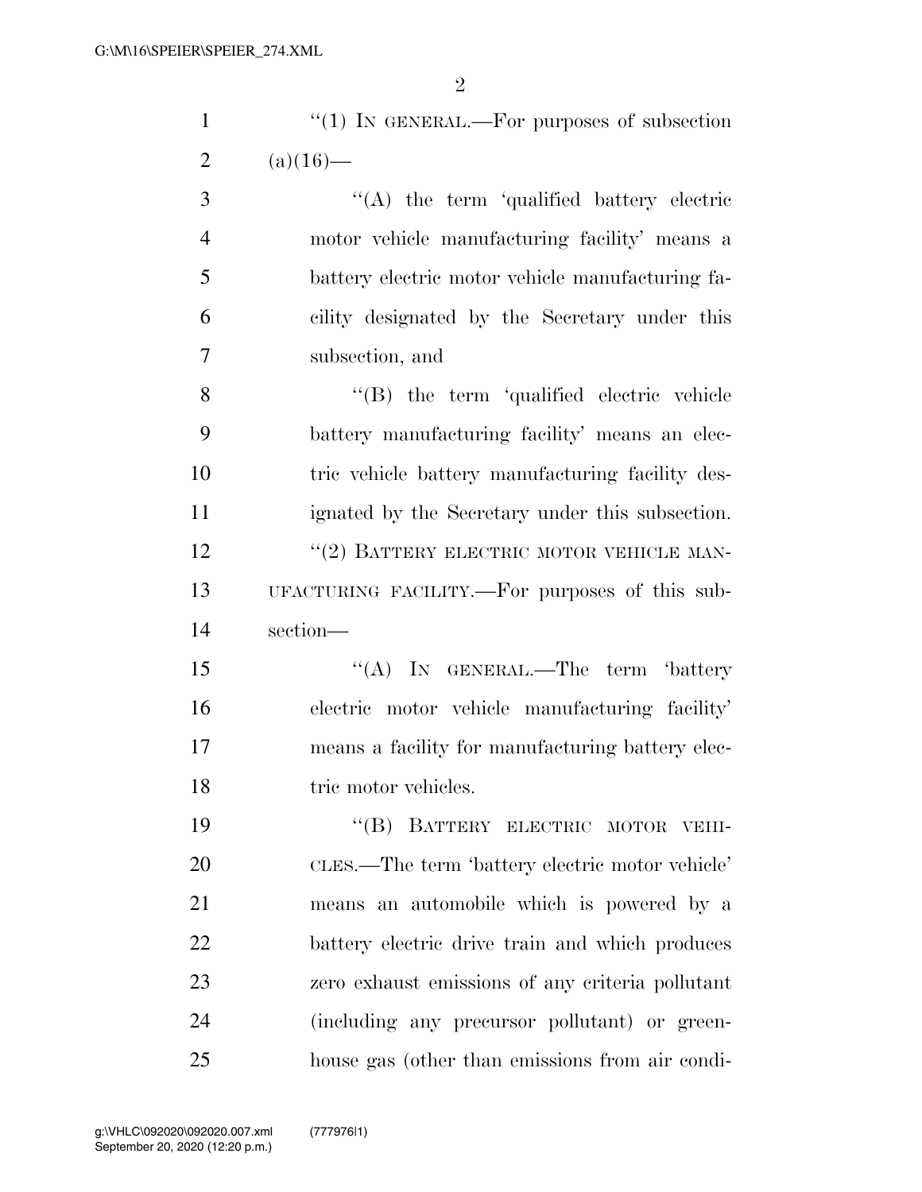"(1) IN GENERAL.—For purposes of subsection (a)(16)—

"(A) the term 'qualified battery electric motor vehicle manufacturing facility' means a battery electric motor vehicle manufacturing facility designated by the Secretary under this subsection, and

"(B) the term 'qualified electric vehicle battery manufacturing facility' means an electric vehicle battery manufacturing facility designated by the Secretary under this subsection.

"(2) BATTERY ELECTRIC MOTOR VEHICLE MANUFACTURING FACILITY.—For purposes of this subsection—

"(A) IN GENERAL.—The term 'battery electric motor vehicle manufacturing facility' means a facility for manufacturing battery electric motor vehicles.

"(B) BATTERY ELECTRIC MOTOR VEHICLES.—The term 'battery electric motor vehicle' means an automobile which is powered by a battery electric drive train and which produces zero exhaust emissions of any criteria pollutant (including any precursor pollutant) or greenhouse gas (other than emissions from air condi-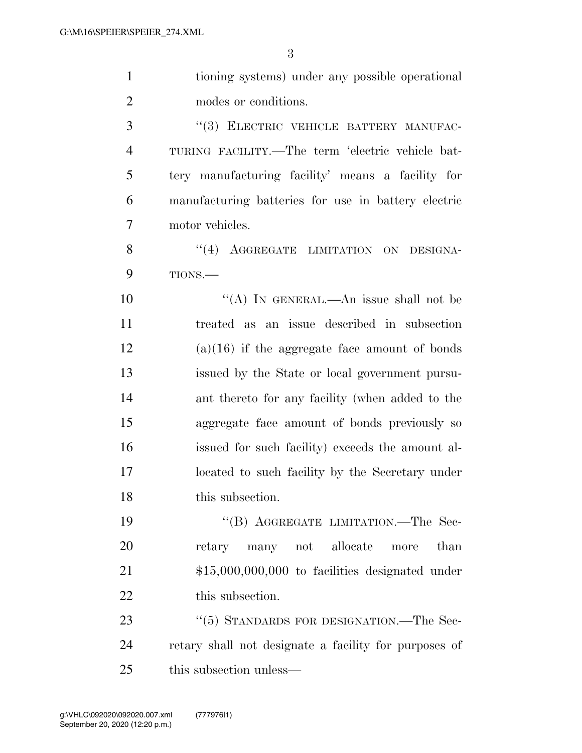tioning systems) under any possible operational modes or conditions.

"(3) ELECTRIC VEHICLE BATTERY MANUFACTURING FACILITY.—The term 'electric vehicle battery manufacturing facility' means a facility for manufacturing batteries for use in battery electric motor vehicles.

"(4) AGGREGATE LIMITATION ON DESIGNATIONS.—

"(A) IN GENERAL.—An issue shall not be treated as an issue described in subsection (a)(16) if the aggregate face amount of bonds issued by the State or local government pursuant thereto for any facility (when added to the aggregate face amount of bonds previously so issued for such facility) exceeds the amount allocated to such facility by the Secretary under this subsection.

"(B) AGGREGATE LIMITATION.—The Secretary many not allocate more than $15,000,000,000 to facilities designated under this subsection.

"(5) STANDARDS FOR DESIGNATION.—The Secretary shall not designate a facility for purposes of this subsection unless—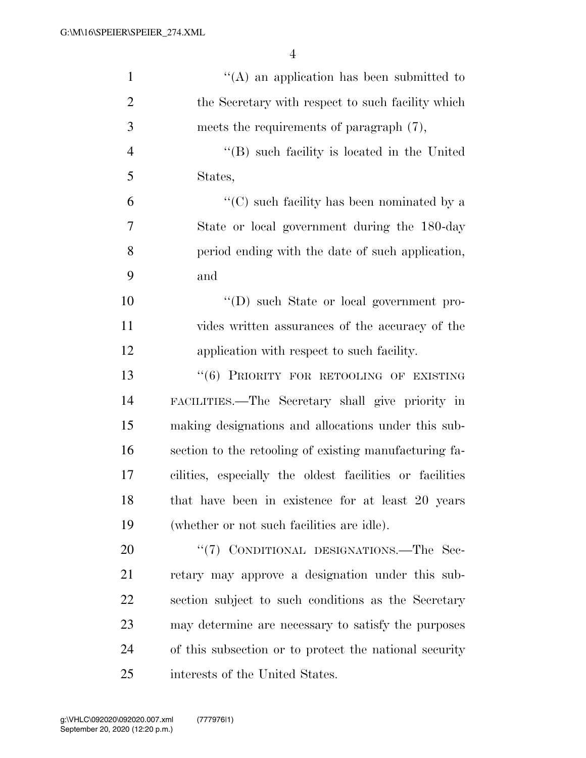"(A) an application has been submitted to the Secretary with respect to such facility which meets the requirements of paragraph (7),

"(B) such facility is located in the United States,

"(C) such facility has been nominated by a State or local government during the 180-day period ending with the date of such application, and

"(D) such State or local government provides written assurances of the accuracy of the application with respect to such facility.

"(6) PRIORITY FOR RETOOLING OF EXISTING FACILITIES.—The Secretary shall give priority in making designations and allocations under this subsection to the retooling of existing manufacturing facilities, especially the oldest facilities or facilities that have been in existence for at least 20 years (whether or not such facilities are idle).

"(7) CONDITIONAL DESIGNATIONS.—The Secretary may approve a designation under this subsection subject to such conditions as the Secretary may determine are necessary to satisfy the purposes of this subsection or to protect the national security interests of the United States.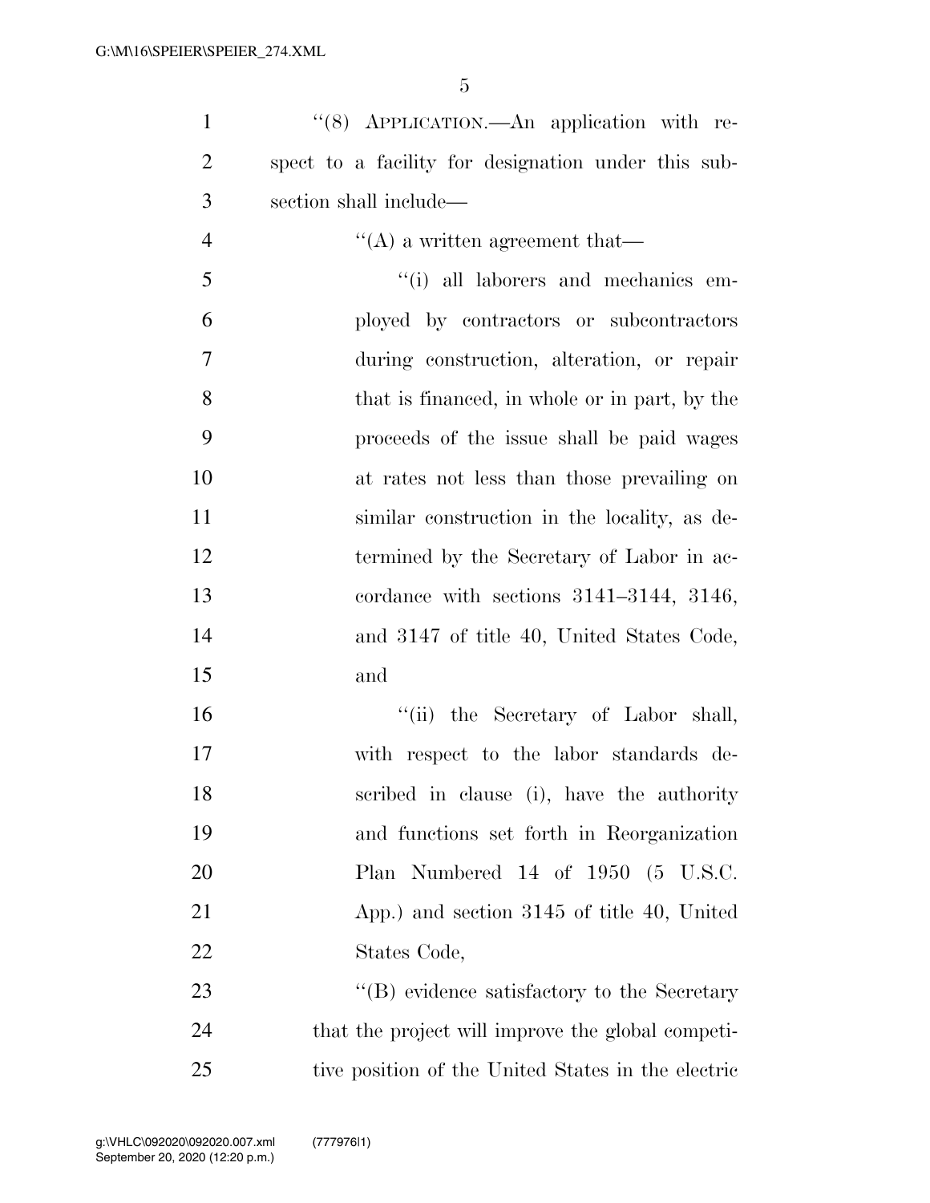"(8) APPLICATION.—An application with respect to a facility for designation under this subsection shall include—

"(A) a written agreement that—

"(i) all laborers and mechanics employed by contractors or subcontractors during construction, alteration, or repair that is financed, in whole or in part, by the proceeds of the issue shall be paid wages at rates not less than those prevailing on similar construction in the locality, as determined by the Secretary of Labor in accordance with sections 3141–3144, 3146, and 3147 of title 40, United States Code, and

"(ii) the Secretary of Labor shall, with respect to the labor standards described in clause (i), have the authority and functions set forth in Reorganization Plan Numbered 14 of 1950 (5 U.S.C. App.) and section 3145 of title 40, United States Code,

"(B) evidence satisfactory to the Secretary that the project will improve the global competitive position of the United States in the electric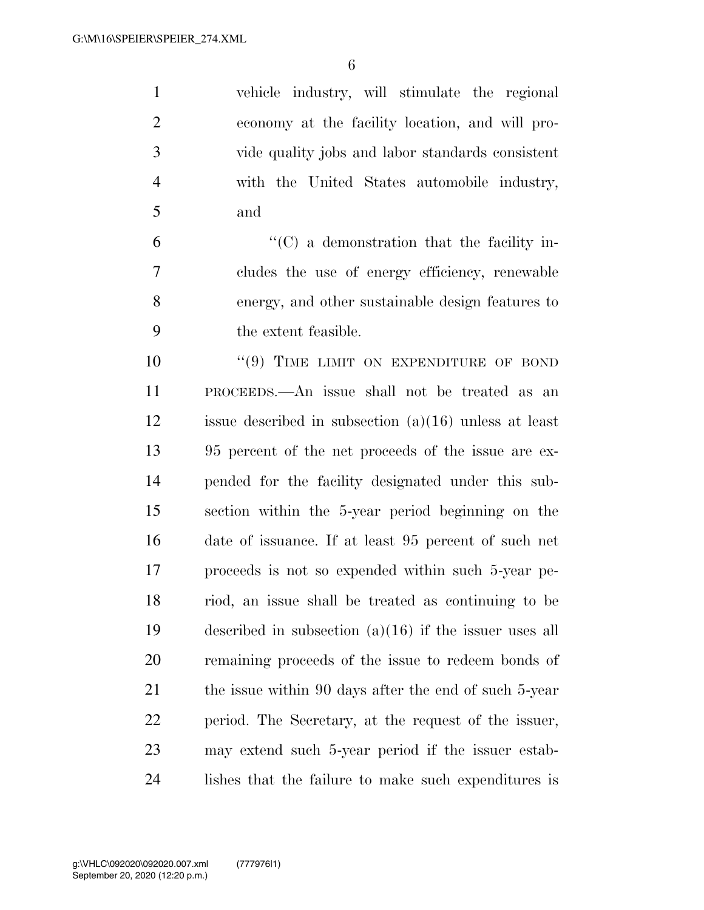vehicle industry, will stimulate the regional economy at the facility location, and will provide quality jobs and labor standards consistent with the United States automobile industry, and

"(C) a demonstration that the facility includes the use of energy efficiency, renewable energy, and other sustainable design features to the extent feasible.

"(9) TIME LIMIT ON EXPENDITURE OF BOND PROCEEDS.—An issue shall not be treated as an issue described in subsection (a)(16) unless at least 95 percent of the net proceeds of the issue are expended for the facility designated under this subsection within the 5-year period beginning on the date of issuance. If at least 95 percent of such net proceeds is not so expended within such 5-year period, an issue shall be treated as continuing to be described in subsection (a)(16) if the issuer uses all remaining proceeds of the issue to redeem bonds of the issue within 90 days after the end of such 5-year period. The Secretary, at the request of the issuer, may extend such 5-year period if the issuer establishes that the failure to make such expenditures is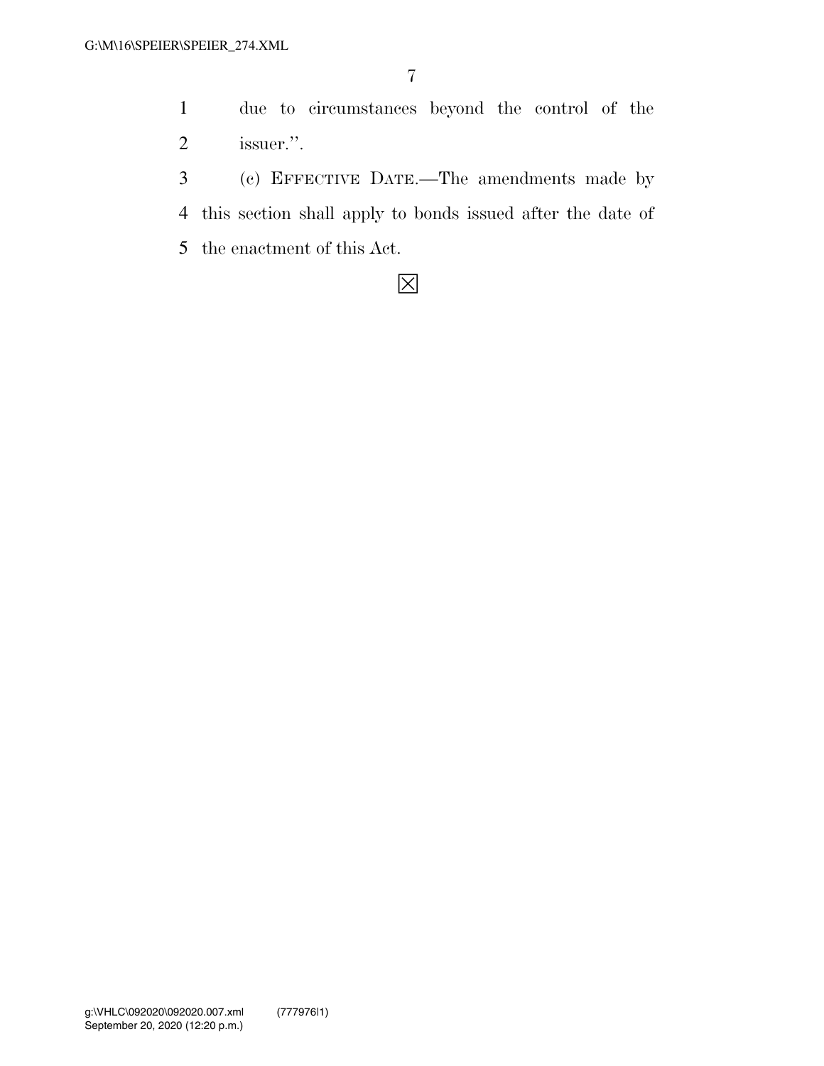due to circumstances beyond the control of the issuer.''.

(c) EFFECTIVE DATE.—The amendments made by this section shall apply to bonds issued after the date of the enactment of this Act.